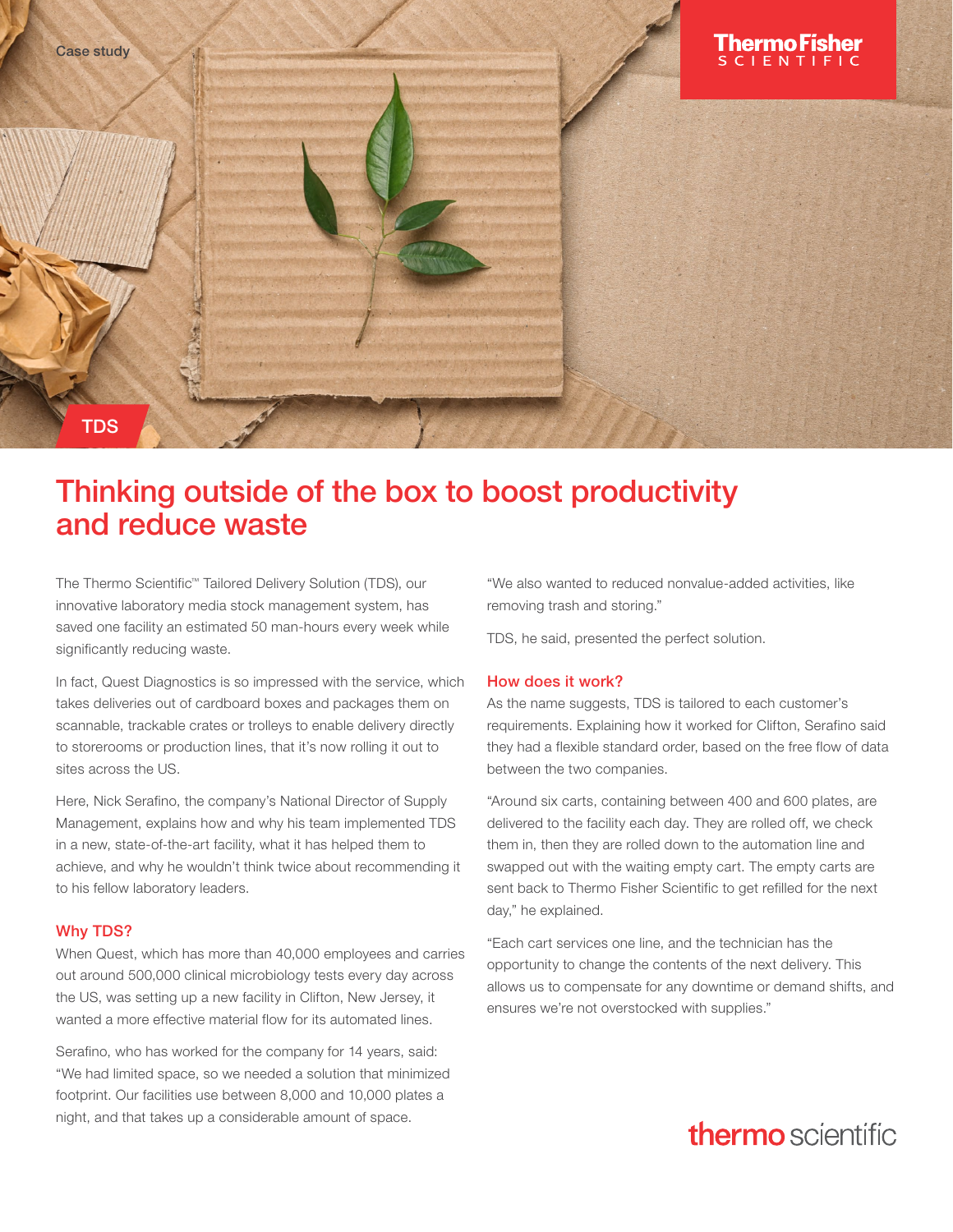Case study

TDS

# Thinking outside of the box to boost productivity and reduce waste

The Thermo Scientific™ Tailored Delivery Solution (TDS), our innovative laboratory media stock management system, has saved one facility an estimated 50 man-hours every week while significantly reducing waste.

In fact, Quest Diagnostics is so impressed with the service, which takes deliveries out of cardboard boxes and packages them on scannable, trackable crates or trolleys to enable delivery directly to storerooms or production lines, that it's now rolling it out to sites across the US.

Here, Nick Serafino, the company's National Director of Supply Management, explains how and why his team implemented TDS in a new, state-of-the-art facility, what it has helped them to achieve, and why he wouldn't think twice about recommending it to his fellow laboratory leaders.

## Why TDS?

When Quest, which has more than 40,000 employees and carries out around 500,000 clinical microbiology tests every day across the US, was setting up a new facility in Clifton, New Jersey, it wanted a more effective material flow for its automated lines.

Serafino, who has worked for the company for 14 years, said: "We had limited space, so we needed a solution that minimized footprint. Our facilities use between 8,000 and 10,000 plates a night, and that takes up a considerable amount of space.

"We also wanted to reduced nonvalue-added activities, like removing trash and storing."

TDS, he said, presented the perfect solution.

## How does it work?

As the name suggests, TDS is tailored to each customer's requirements. Explaining how it worked for Clifton, Serafino said they had a flexible standard order, based on the free flow of data between the two companies.

"Around six carts, containing between 400 and 600 plates, are delivered to the facility each day. They are rolled off, we check them in, then they are rolled down to the automation line and swapped out with the waiting empty cart. The empty carts are sent back to Thermo Fisher Scientific to get refilled for the next day," he explained.

"Each cart services one line, and the technician has the opportunity to change the contents of the next delivery. This allows us to compensate for any downtime or demand shifts, and ensures we're not overstocked with supplies."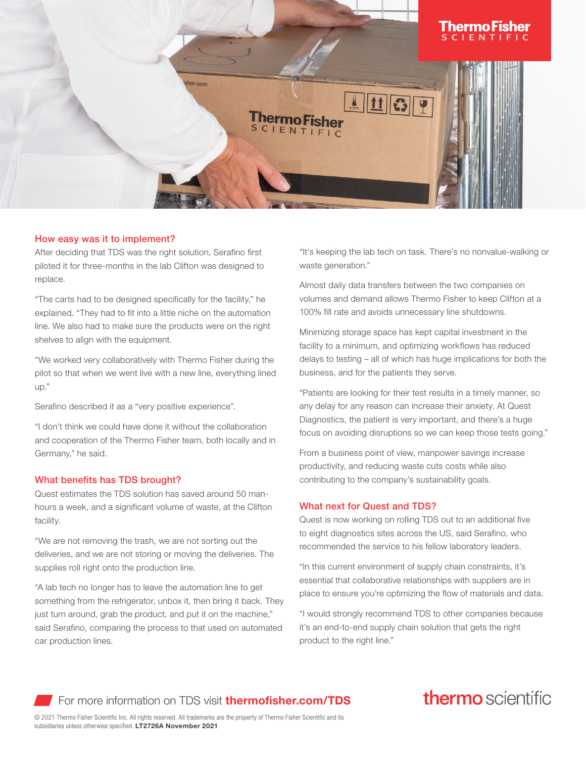## How easy was it to implement?

After deciding that TDS was the right solution, Serafino first piloted it for three-months in the lab Clifton was designed to replace.

"The carts had to be designed specifically for the facility," he explained. "They had to fit into a little niche on the automation line. We also had to make sure the products were on the right shelves to align with the equipment.

"We worked very collaboratively with Thermo Fisher during the pilot so that when we went live with a new line, everything lined up."

Serafino described it as a "very positive experience".

"I don't think we could have done it without the collaboration and cooperation of the Thermo Fisher team, both locally and in Germany," he said.

## What benefits has TDS brought?

Quest estimates the TDS solution has saved around 50 man-hours a week, and a significant volume of waste, at the Clifton facility.

"We are not removing the trash, we are not sorting out the deliveries, and we are not storing or moving the deliveries. The supplies roll right onto the production line.

"A lab tech no longer has to leave the automation line to get something from the refrigerator, unbox it, then bring it back. They just turn around, grab the product, and put it on the machine," said Serafino, comparing the process to that used on automated car production lines.

"It's keeping the lab tech on task. There's no nonvalue-walking or waste generation."

Almost daily data transfers between the two companies on volumes and demand allows Thermo Fisher to keep Clifton at a 100% fill rate and avoids unnecessary line shutdowns.

Minimizing storage space has kept capital investment in the facility to a minimum, and optimizing workflows has reduced delays to testing – all of which has huge implications for both the business, and for the patients they serve.

"Patients are looking for their test results in a timely manner, so any delay for any reason can increase their anxiety. At Quest Diagnostics, the patient is very important, and there's a huge focus on avoiding disruptions so we can keep those tests going."

From a business point of view, manpower savings increase productivity, and reducing waste cuts costs while also contributing to the company's sustainability goals.

## What next for Quest and TDS?

Quest is now working on rolling TDS out to an additional five to eight diagnostics sites across the US, said Serafino, who recommended the service to his fellow laboratory leaders.

"In this current environment of supply chain constraints, it's essential that collaborative relationships with suppliers are in place to ensure you're optimizing the flow of materials and data.

"I would strongly recommend TDS to other companies because it's an end-to-end supply chain solution that gets the right product to the right line."

For more information on TDS visit **thermofisher.com/TDS**

© 2021 Thermo Fisher Scientific Inc. All rights reserved. All trademarks are the property of Thermo Fisher Scientific and its subsidiaries unless otherwise specified. **LT2726A November 2021**